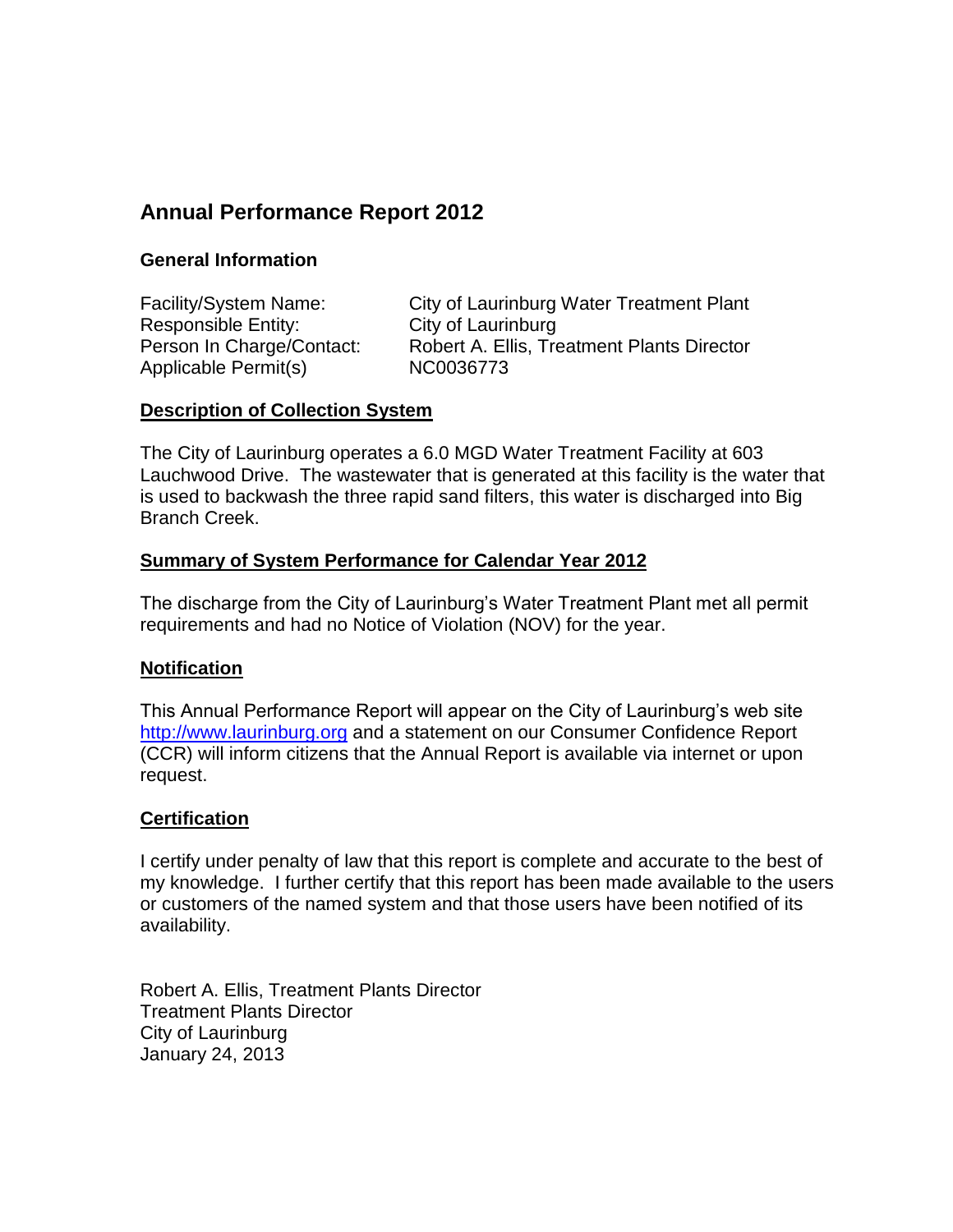# Annual Performance Report 2012

### General Information

Facility/System Name: City of Laurinburg Water Treatment Plant
Responsible Entity: City of Laurinburg
Person In Charge/Contact: Robert A. Ellis, Treatment Plants Director
Applicable Permit(s) NC0036773

### Description of Collection System

The City of Laurinburg operates a 6.0 MGD Water Treatment Facility at 603 Lauchwood Drive. The wastewater that is generated at this facility is the water that is used to backwash the three rapid sand filters, this water is discharged into Big Branch Creek.

### Summary of System Performance for Calendar Year 2012

The discharge from the City of Laurinburg's Water Treatment Plant met all permit requirements and had no Notice of Violation (NOV) for the year.

### Notification

This Annual Performance Report will appear on the City of Laurinburg's web site http://www.laurinburg.org and a statement on our Consumer Confidence Report (CCR) will inform citizens that the Annual Report is available via internet or upon request.

### Certification

I certify under penalty of law that this report is complete and accurate to the best of my knowledge. I further certify that this report has been made available to the users or customers of the named system and that those users have been notified of its availability.

Robert A. Ellis, Treatment Plants Director
Treatment Plants Director
City of Laurinburg
January 24, 2013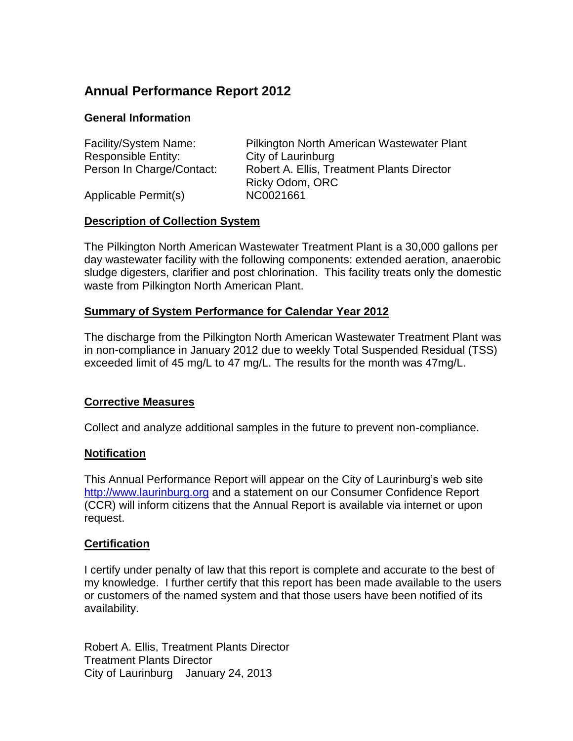## Annual Performance Report 2012

### General Information

| | |
|---|---|
| Facility/System Name: | Pilkington North American Wastewater Plant |
| Responsible Entity: | City of Laurinburg |
| Person In Charge/Contact: | Robert A. Ellis, Treatment Plants Director<br>Ricky Odom, ORC |
| Applicable Permit(s) | NC0021661 |

### Description of Collection System

The Pilkington North American Wastewater Treatment Plant is a 30,000 gallons per day wastewater facility with the following components: extended aeration, anaerobic sludge digesters, clarifier and post chlorination. This facility treats only the domestic waste from Pilkington North American Plant.

### Summary of System Performance for Calendar Year 2012

The discharge from the Pilkington North American Wastewater Treatment Plant was in non-compliance in January 2012 due to weekly Total Suspended Residual (TSS) exceeded limit of 45 mg/L to 47 mg/L. The results for the month was 47mg/L.

### Corrective Measures

Collect and analyze additional samples in the future to prevent non-compliance.

### Notification

This Annual Performance Report will appear on the City of Laurinburg's web site http://www.laurinburg.org and a statement on our Consumer Confidence Report (CCR) will inform citizens that the Annual Report is available via internet or upon request.

### Certification

I certify under penalty of law that this report is complete and accurate to the best of my knowledge. I further certify that this report has been made available to the users or customers of the named system and that those users have been notified of its availability.

Robert A. Ellis, Treatment Plants Director
Treatment Plants Director
City of Laurinburg January 24, 2013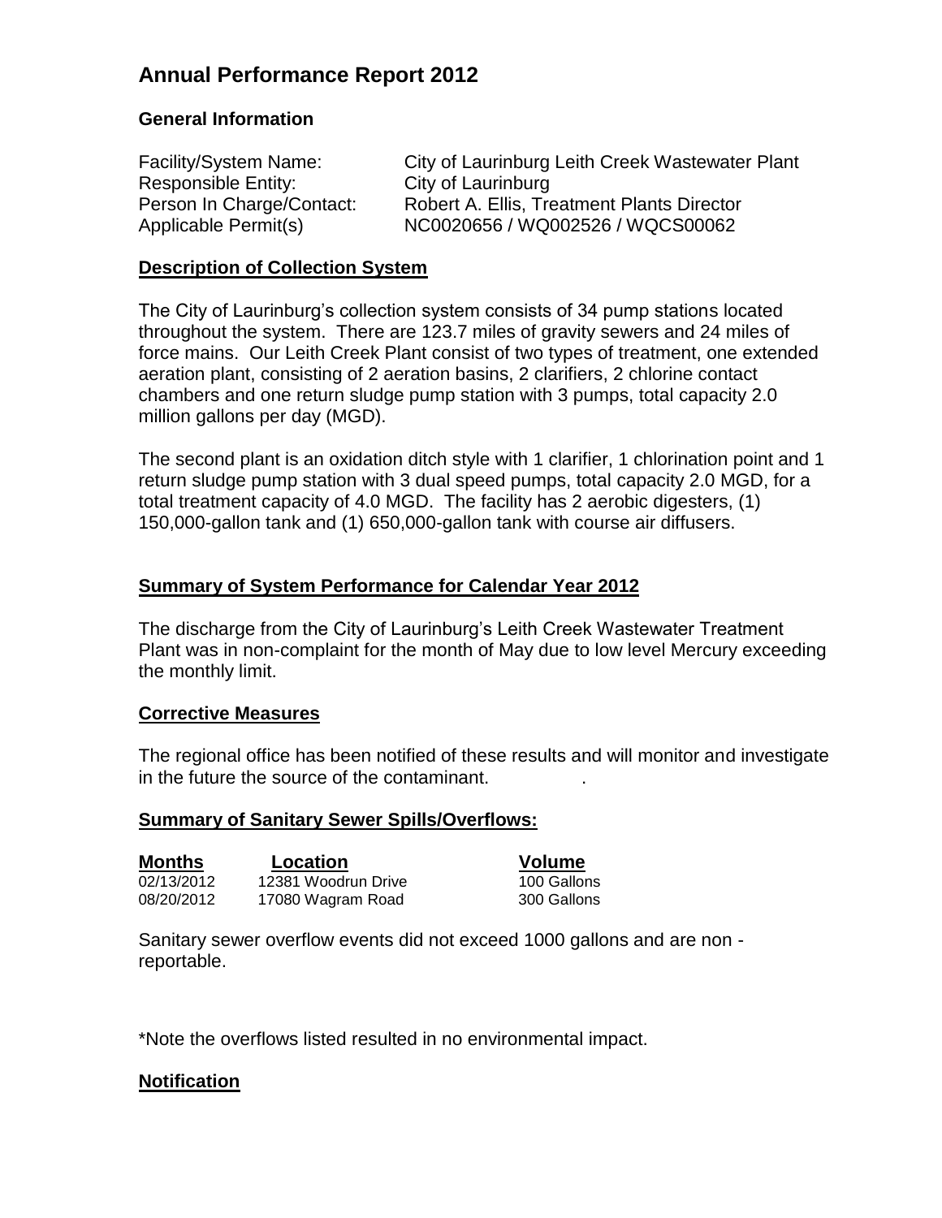# Annual Performance Report 2012

### General Information

Facility/System Name: City of Laurinburg Leith Creek Wastewater Plant
Responsible Entity: City of Laurinburg
Person In Charge/Contact: Robert A. Ellis, Treatment Plants Director
Applicable Permit(s) NC0020656 / WQ002526 / WQCS00062

### Description of Collection System

The City of Laurinburg's collection system consists of 34 pump stations located throughout the system. There are 123.7 miles of gravity sewers and 24 miles of force mains. Our Leith Creek Plant consist of two types of treatment, one extended aeration plant, consisting of 2 aeration basins, 2 clarifiers, 2 chlorine contact chambers and one return sludge pump station with 3 pumps, total capacity 2.0 million gallons per day (MGD).

The second plant is an oxidation ditch style with 1 clarifier, 1 chlorination point and 1 return sludge pump station with 3 dual speed pumps, total capacity 2.0 MGD, for a total treatment capacity of 4.0 MGD. The facility has 2 aerobic digesters, (1) 150,000-gallon tank and (1) 650,000-gallon tank with course air diffusers.

### Summary of System Performance for Calendar Year 2012

The discharge from the City of Laurinburg's Leith Creek Wastewater Treatment Plant was in non-complaint for the month of May due to low level Mercury exceeding the monthly limit.

### Corrective Measures

The regional office has been notified of these results and will monitor and investigate in the future the source of the contaminant.

### Summary of Sanitary Sewer Spills/Overflows:

| Months | Location | Volume |
|---|---|---|
| 02/13/2012 | 12381 Woodrun Drive | 100 Gallons |
| 08/20/2012 | 17080 Wagram Road | 300 Gallons |

Sanitary sewer overflow events did not exceed 1000 gallons and are non - reportable.

*Note the overflows listed resulted in no environmental impact.

### Notification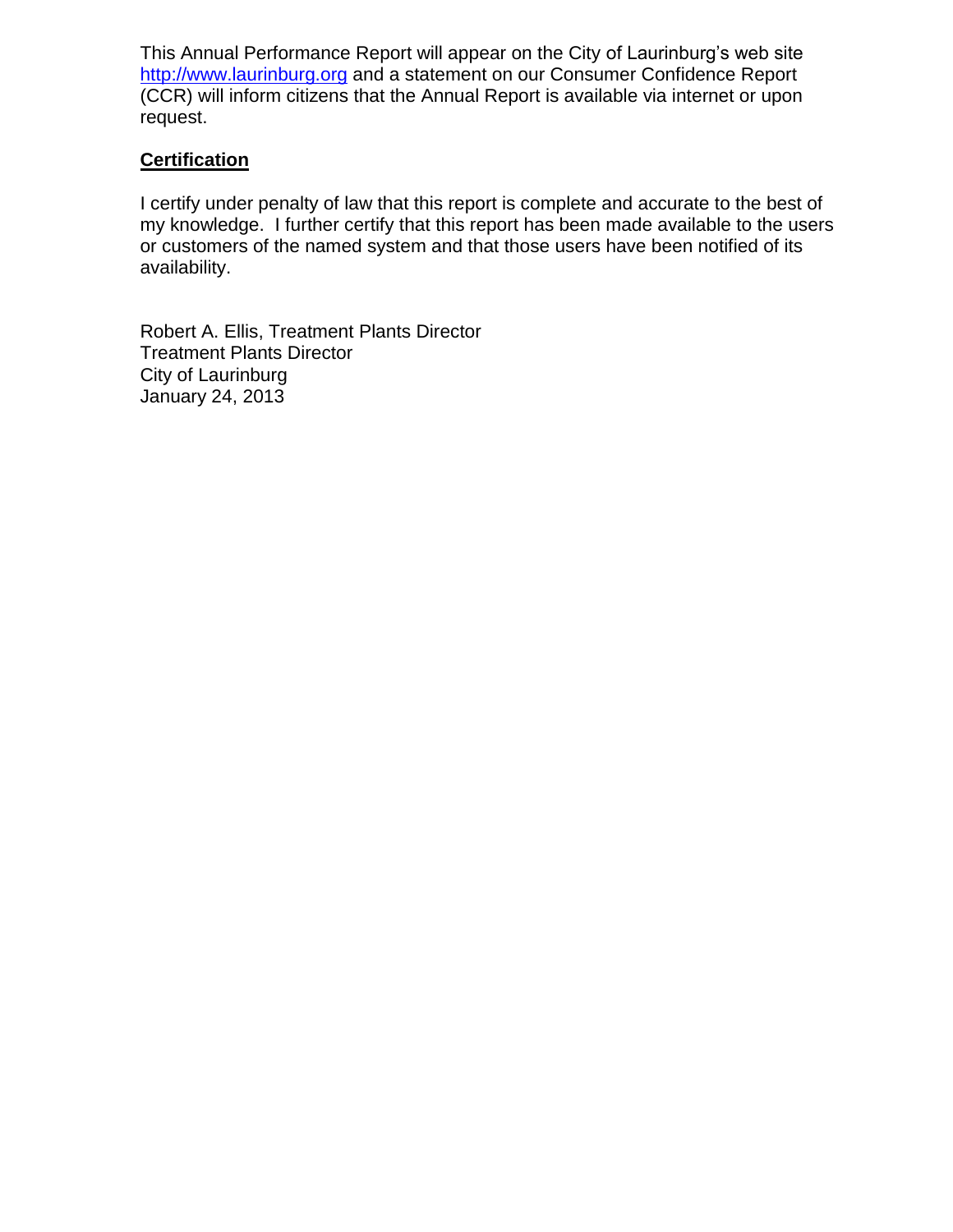This Annual Performance Report will appear on the City of Laurinburg's web site http://www.laurinburg.org and a statement on our Consumer Confidence Report (CCR) will inform citizens that the Annual Report is available via internet or upon request.

## Certification

I certify under penalty of law that this report is complete and accurate to the best of my knowledge. I further certify that this report has been made available to the users or customers of the named system and that those users have been notified of its availability.

Robert A. Ellis, Treatment Plants Director
Treatment Plants Director
City of Laurinburg
January 24, 2013